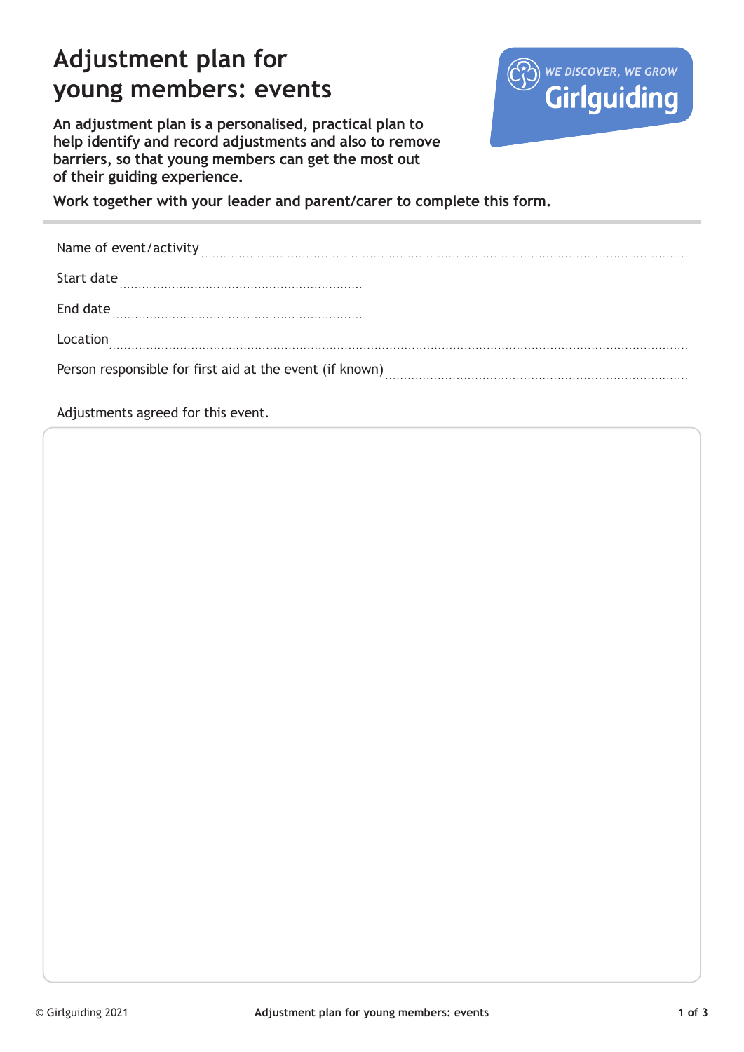# Adjustment plan for young members: events

**An adjustment plan is a personalised, practical plan to help identify and record adjustments and also to remove barriers, so that young members can get the most out of their guiding experience.**

**Work together with your leader and parent/carer to complete this form.**

WE DISCOVER, WE GROW
Girlguiding

---

Name of event/activity ..........................................................................................................

Start date ..........................................................

End date ..........................................................

Location ..........................................................................................................

Person responsible for first aid at the event (if known) ..........................................................

Adjustments agreed for this event.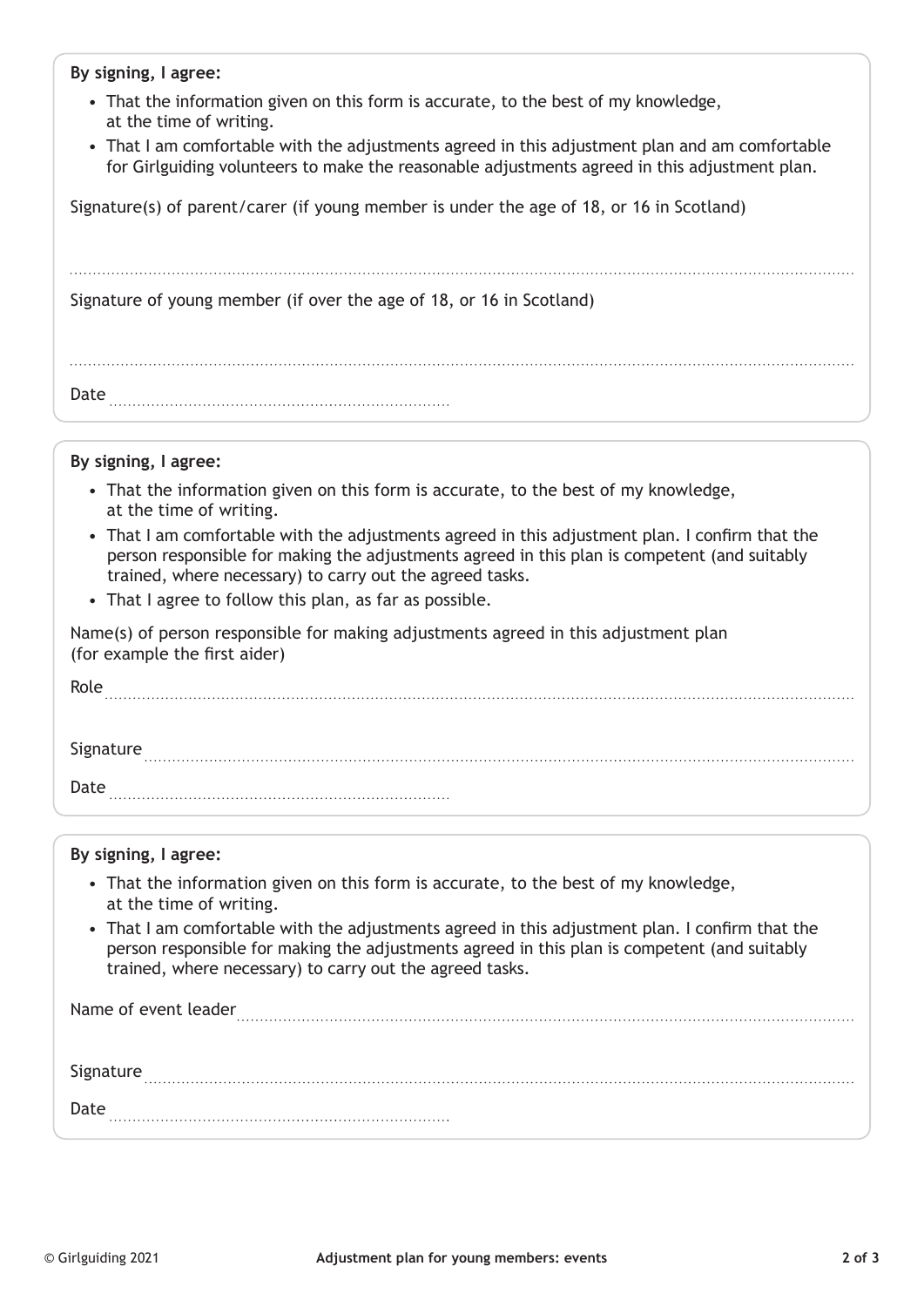**By signing, I agree:**

- That the information given on this form is accurate, to the best of my knowledge, at the time of writing.
- That I am comfortable with the adjustments agreed in this adjustment plan and am comfortable for Girlguiding volunteers to make the reasonable adjustments agreed in this adjustment plan.

Signature(s) of parent/carer (if young member is under the age of 18, or 16 in Scotland)

..........................................................................................

Signature of young member (if over the age of 18, or 16 in Scotland)

..........................................................................................

Date ..........................................

**By signing, I agree:**

- That the information given on this form is accurate, to the best of my knowledge, at the time of writing.
- That I am comfortable with the adjustments agreed in this adjustment plan. I confirm that the person responsible for making the adjustments agreed in this plan is competent (and suitably trained, where necessary) to carry out the agreed tasks.
- That I agree to follow this plan, as far as possible.

Name(s) of person responsible for making adjustments agreed in this adjustment plan (for example the first aider)

Role ..........................................................................................

Signature ..........................................................................................

Date ..........................................

**By signing, I agree:**

- That the information given on this form is accurate, to the best of my knowledge, at the time of writing.
- That I am comfortable with the adjustments agreed in this adjustment plan. I confirm that the person responsible for making the adjustments agreed in this plan is competent (and suitably trained, where necessary) to carry out the agreed tasks.

Name of event leader ..........................................................................................

Signature ..........................................................................................

Date ..........................................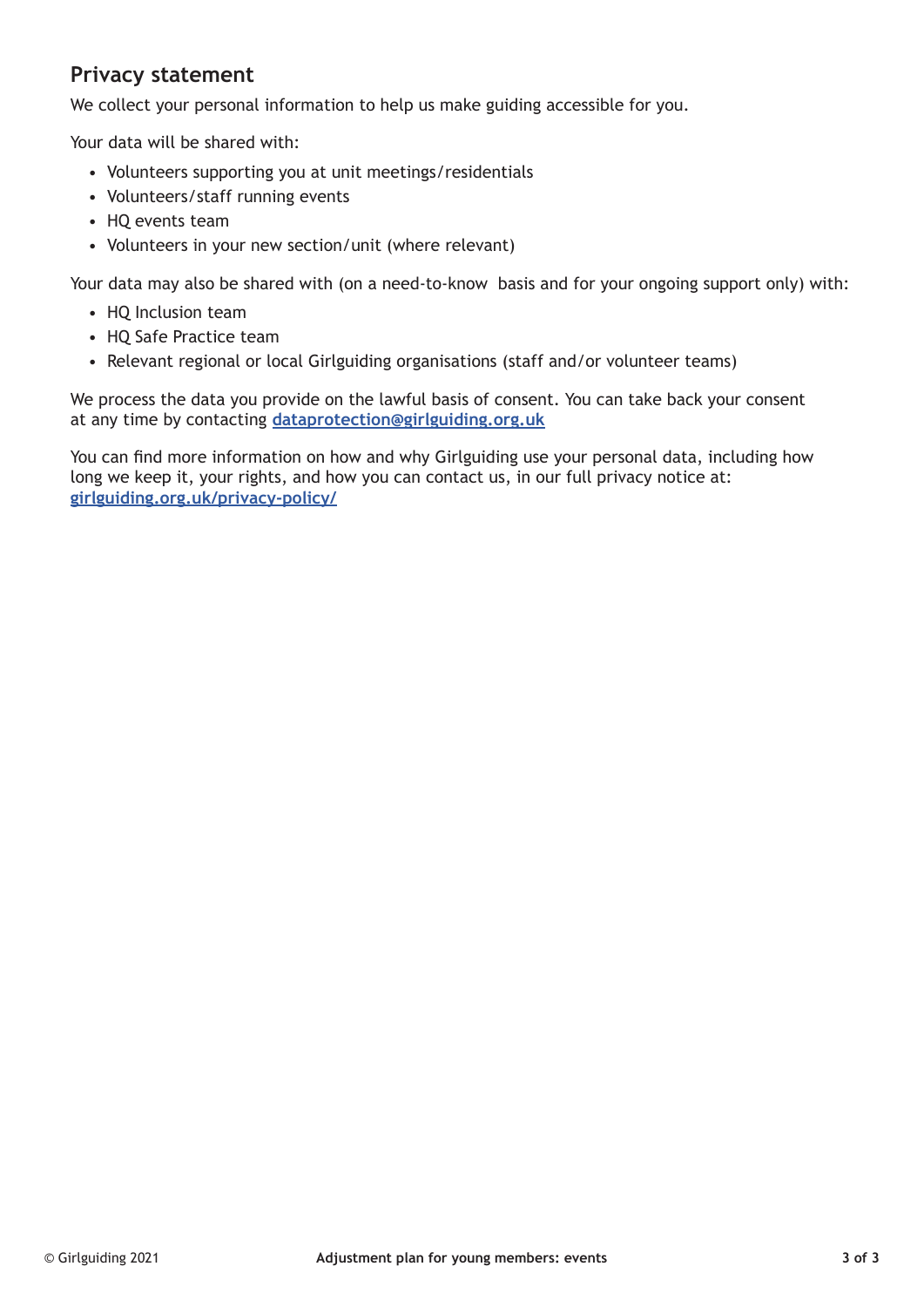## Privacy statement

We collect your personal information to help us make guiding accessible for you.

Your data will be shared with:

- Volunteers supporting you at unit meetings/residentials
- Volunteers/staff running events
- HQ events team
- Volunteers in your new section/unit (where relevant)

Your data may also be shared with (on a need-to-know basis and for your ongoing support only) with:

- HQ Inclusion team
- HQ Safe Practice team
- Relevant regional or local Girlguiding organisations (staff and/or volunteer teams)

We process the data you provide on the lawful basis of consent. You can take back your consent at any time by contacting **dataprotection@girlguiding.org.uk**

You can find more information on how and why Girlguiding use your personal data, including how long we keep it, your rights, and how you can contact us, in our full privacy notice at: **girlguiding.org.uk/privacy-policy/**